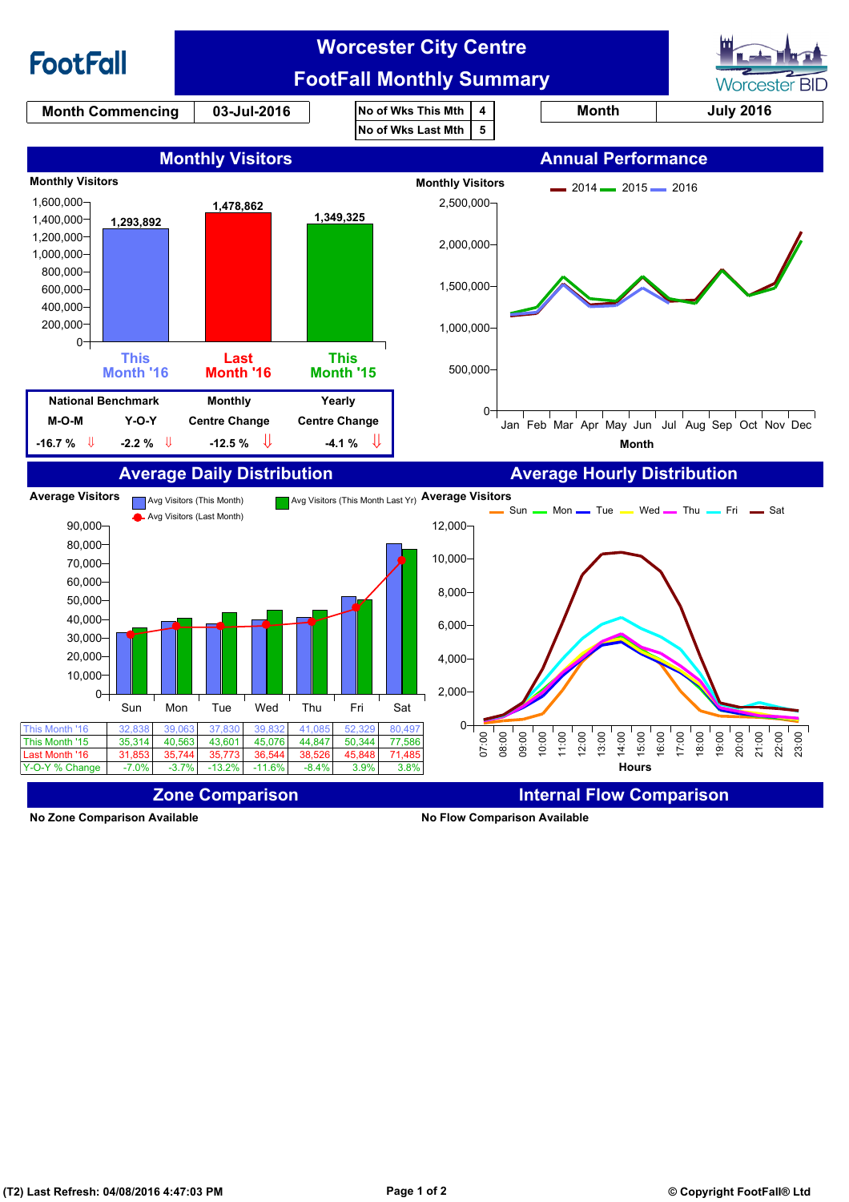# FootFall

## Worcester City Centre
## FootFall Monthly Summary

Worcester BID

| Month Commencing | 03-Jul-2016 |
| --- | --- |

| No of Wks This Mth | 4 |
| --- | --- |
| No of Wks Last Mth | 5 |

| Month | July 2016 |
| --- | --- |

## Monthly Visitors

Monthly Visitors

| | This Month '16 | Last Month '16 | This Month '15 |
| --- | --- | --- | --- |
| Monthly Visitors | 1,293,892 | 1,478,862 | 1,349,325 |

| National Benchmark M-O-M | National Benchmark Y-O-Y | Monthly Centre Change | Yearly Centre Change |
| --- | --- | --- | --- |
| -16.7 % ⇓ | -2.2 % ⇓ | -12.5 % ⇓ | -4.1 % ⇓ |

## Annual Performance

Monthly Visitors (2014, 2015, 2016) by Month: Jan, Feb, Mar, Apr, May, Jun, Jul, Aug, Sep, Oct, Nov, Dec

## Average Daily Distribution

Average Visitors — Avg Visitors (This Month), Avg Visitors (This Month Last Yr), Avg Visitors (Last Month)

| | Sun | Mon | Tue | Wed | Thu | Fri | Sat |
| --- | --- | --- | --- | --- | --- | --- | --- |
| This Month '16 | 32,838 | 39,063 | 37,830 | 39,832 | 41,085 | 52,329 | 80,497 |
| This Month '15 | 35,314 | 40,563 | 43,601 | 45,076 | 44,847 | 50,344 | 77,586 |
| Last Month '16 | 31,853 | 35,744 | 35,773 | 36,544 | 38,526 | 45,848 | 71,485 |
| Y-O-Y % Change | -7.0% | -3.7% | -13.2% | -11.6% | -8.4% | 3.9% | 3.8% |

## Average Hourly Distribution

Average Visitors — Sun, Mon, Tue, Wed, Thu, Fri, Sat by Hours (07:00 – 23:00)

## Zone Comparison

No Zone Comparison Available

## Internal Flow Comparison

No Flow Comparison Available

(T2) Last Refresh: 04/08/2016 4:47:03 PM

© Copyright FootFall® Ltd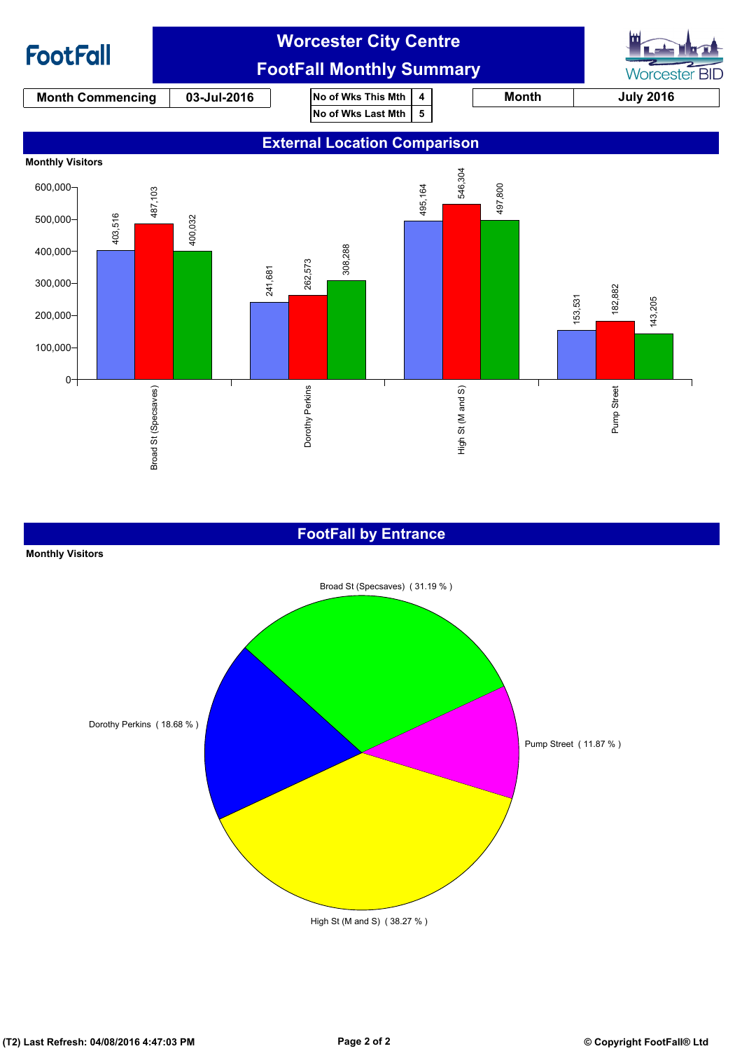FootFall

# Worcester City Centre
## FootFall Monthly Summary

Worcester BID

| Month Commencing | 03-Jul-2016 |
|---|---|

| No of Wks This Mth | 4 |
|---|---|
| No of Wks Last Mth | 5 |

| Month | July 2016 |
|---|---|

## External Location Comparison

Monthly Visitors

| Location | Bar 1 (blue) | Bar 2 (red) | Bar 3 (green) |
|---|---|---|---|
| Broad St (Specsaves) | 403,516 | 487,103 | 400,032 |
| Dorothy Perkins | 241,681 | 262,573 | 308,288 |
| High St (M and S) | 495,164 | 546,304 | 497,800 |
| Pump Street | 153,531 | 182,882 | 143,205 |

## FootFall by Entrance

Monthly Visitors

| Entrance | Share |
|---|---|
| Broad St (Specsaves) | 31.19 % |
| Dorothy Perkins | 18.68 % |
| Pump Street | 11.87 % |
| High St (M and S) | 38.27 % |

(T2) Last Refresh: 04/08/2016 4:47:03 PM

© Copyright FootFall® Ltd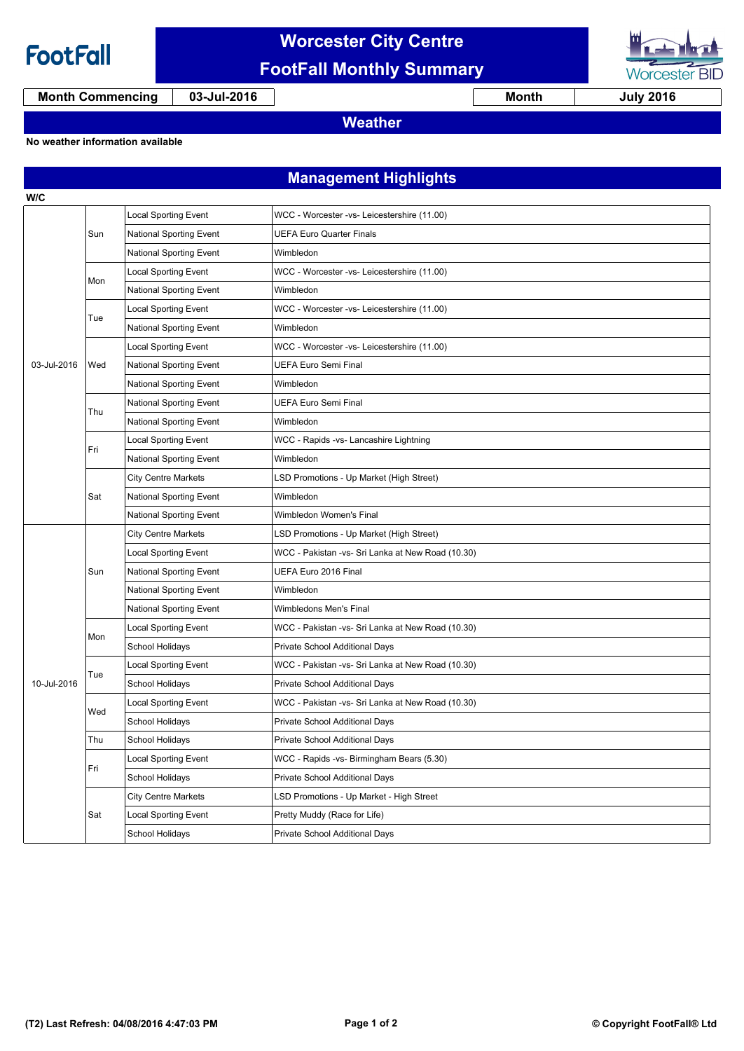# Worcester City Centre
## FootFall Monthly Summary

| Month Commencing | 03-Jul-2016 | Month | July 2016 |
|---|---|---|---|

## Weather

**No weather information available**

## Management Highlights

| W/C | Day | Category | Detail |
|---|---|---|---|
| 03-Jul-2016 | Sun | Local Sporting Event | WCC - Worcester -vs- Leicestershire (11.00) |
| | | National Sporting Event | UEFA Euro Quarter Finals |
| | | National Sporting Event | Wimbledon |
| | Mon | Local Sporting Event | WCC - Worcester -vs- Leicestershire (11.00) |
| | | National Sporting Event | Wimbledon |
| | Tue | Local Sporting Event | WCC - Worcester -vs- Leicestershire (11.00) |
| | | National Sporting Event | Wimbledon |
| | Wed | Local Sporting Event | WCC - Worcester -vs- Leicestershire (11.00) |
| | | National Sporting Event | UEFA Euro Semi Final |
| | | National Sporting Event | Wimbledon |
| | Thu | National Sporting Event | UEFA Euro Semi Final |
| | | National Sporting Event | Wimbledon |
| | Fri | Local Sporting Event | WCC - Rapids -vs- Lancashire Lightning |
| | | National Sporting Event | Wimbledon |
| | Sat | City Centre Markets | LSD Promotions - Up Market (High Street) |
| | | National Sporting Event | Wimbledon |
| | | National Sporting Event | Wimbledon Women's Final |
| 10-Jul-2016 | Sun | City Centre Markets | LSD Promotions - Up Market (High Street) |
| | | Local Sporting Event | WCC - Pakistan -vs- Sri Lanka at New Road (10.30) |
| | | National Sporting Event | UEFA Euro 2016 Final |
| | | National Sporting Event | Wimbledon |
| | | National Sporting Event | Wimbledons Men's Final |
| | Mon | Local Sporting Event | WCC - Pakistan -vs- Sri Lanka at New Road (10.30) |
| | | School Holidays | Private School Additional Days |
| | Tue | Local Sporting Event | WCC - Pakistan -vs- Sri Lanka at New Road (10.30) |
| | | School Holidays | Private School Additional Days |
| | Wed | Local Sporting Event | WCC - Pakistan -vs- Sri Lanka at New Road (10.30) |
| | | School Holidays | Private School Additional Days |
| | Thu | School Holidays | Private School Additional Days |
| | Fri | Local Sporting Event | WCC - Rapids -vs- Birmingham Bears (5.30) |
| | | School Holidays | Private School Additional Days |
| | Sat | City Centre Markets | LSD Promotions - Up Market - High Street |
| | | Local Sporting Event | Pretty Muddy (Race for Life) |
| | | School Holidays | Private School Additional Days |

(T2) Last Refresh: 04/08/2016 4:47:03 PM

© Copyright FootFall® Ltd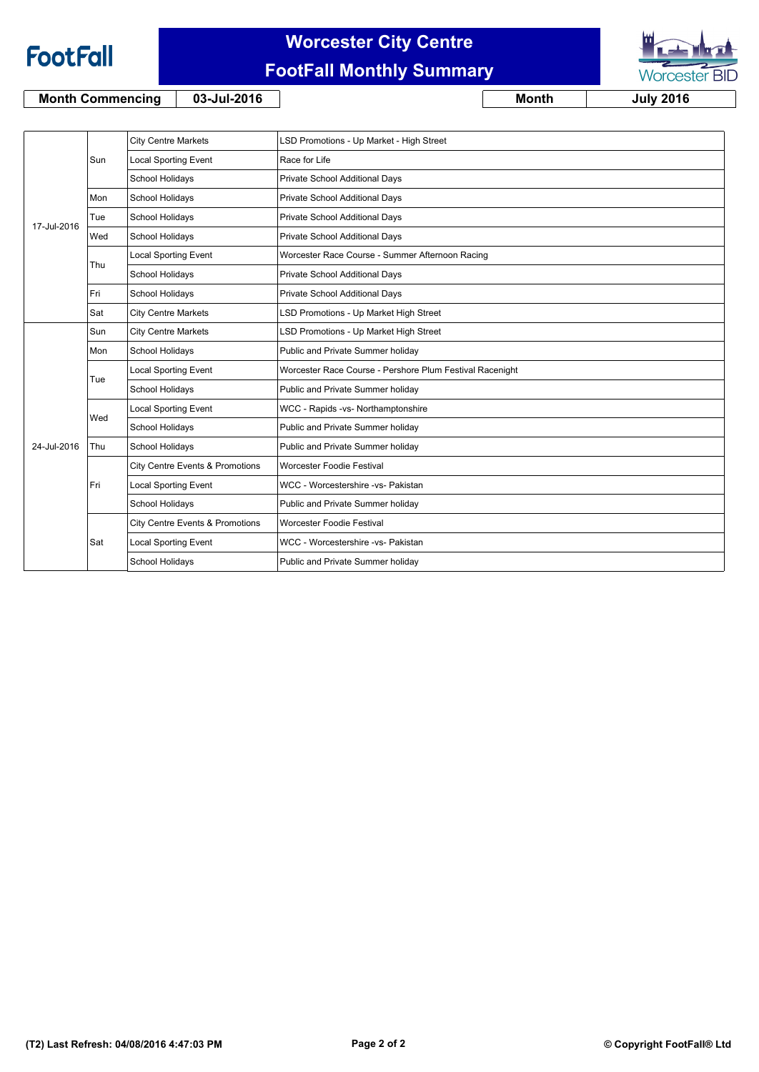# Worcester City Centre
## FootFall Monthly Summary

| Month Commencing | 03-Jul-2016 | Month | July 2016 |
|---|---|---|---|

| | | | |
|---|---|---|---|
| 17-Jul-2016 | Sun | City Centre Markets | LSD Promotions - Up Market - High Street |
| | | Local Sporting Event | Race for Life |
| | | School Holidays | Private School Additional Days |
| | Mon | School Holidays | Private School Additional Days |
| | Tue | School Holidays | Private School Additional Days |
| | Wed | School Holidays | Private School Additional Days |
| | Thu | Local Sporting Event | Worcester Race Course - Summer Afternoon Racing |
| | | School Holidays | Private School Additional Days |
| | Fri | School Holidays | Private School Additional Days |
| | Sat | City Centre Markets | LSD Promotions - Up Market High Street |
| 24-Jul-2016 | Sun | City Centre Markets | LSD Promotions - Up Market High Street |
| | Mon | School Holidays | Public and Private Summer holiday |
| | Tue | Local Sporting Event | Worcester Race Course - Pershore Plum Festival Racenight |
| | | School Holidays | Public and Private Summer holiday |
| | Wed | Local Sporting Event | WCC - Rapids -vs- Northamptonshire |
| | | School Holidays | Public and Private Summer holiday |
| | Thu | School Holidays | Public and Private Summer holiday |
| | Fri | City Centre Events & Promotions | Worcester Foodie Festival |
| | | Local Sporting Event | WCC - Worcestershire -vs- Pakistan |
| | | School Holidays | Public and Private Summer holiday |
| | Sat | City Centre Events & Promotions | Worcester Foodie Festival |
| | | Local Sporting Event | WCC - Worcestershire -vs- Pakistan |
| | | School Holidays | Public and Private Summer holiday |

(T2) Last Refresh: 04/08/2016 4:47:03 PM

© Copyright FootFall® Ltd